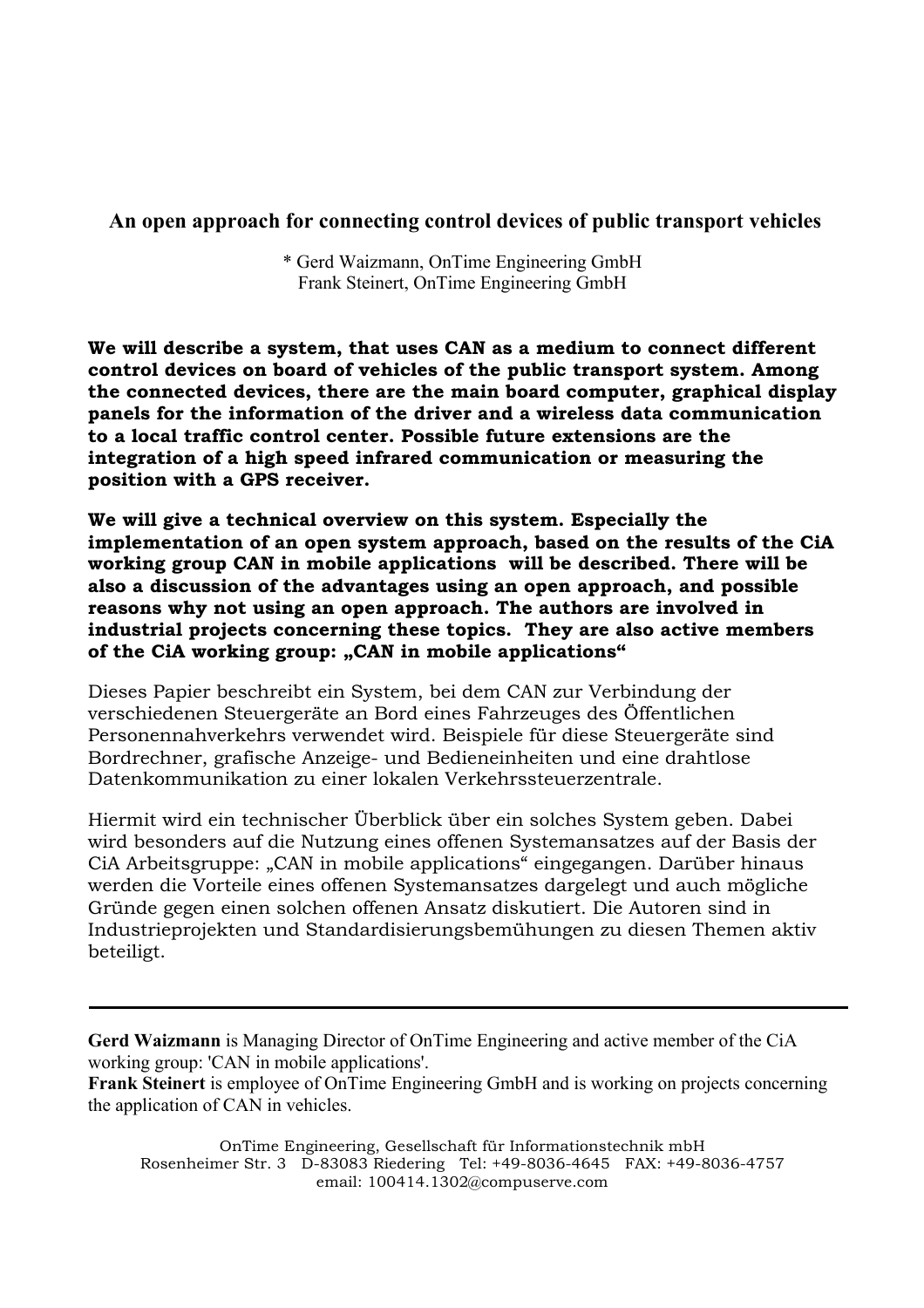# An open approach for connecting control devices of public transport vehicles

\* Gerd Waizmann, OnTime Engineering GmbH
Frank Steinert, OnTime Engineering GmbH

**We will describe a system, that uses CAN as a medium to connect different control devices on board of vehicles of the public transport system. Among the connected devices, there are the main board computer, graphical display panels for the information of the driver and a wireless data communication to a local traffic control center. Possible future extensions are the integration of a high speed infrared communication or measuring the position with a GPS receiver.**

**We will give a technical overview on this system. Especially the implementation of an open system approach, based on the results of the CiA working group CAN in mobile applications will be described. There will be also a discussion of the advantages using an open approach, and possible reasons why not using an open approach. The authors are involved in industrial projects concerning these topics. They are also active members of the CiA working group: „CAN in mobile applications“**

Dieses Papier beschreibt ein System, bei dem CAN zur Verbindung der verschiedenen Steuergeräte an Bord eines Fahrzeuges des Öffentlichen Personennahverkehrs verwendet wird. Beispiele für diese Steuergeräte sind Bordrechner, grafische Anzeige- und Bedieneinheiten und eine drahtlose Datenkommunikation zu einer lokalen Verkehrssteuerzentrale.

Hiermit wird ein technischer Überblick über ein solches System geben. Dabei wird besonders auf die Nutzung eines offenen Systemansatzes auf der Basis der CiA Arbeitsgruppe: „CAN in mobile applications“ eingegangen. Darüber hinaus werden die Vorteile eines offenen Systemansatzes dargelegt und auch mögliche Gründe gegen einen solchen offenen Ansatz diskutiert. Die Autoren sind in Industrieprojekten und Standardisierungsbemühungen zu diesen Themen aktiv beteiligt.

---

**Gerd Waizmann** is Managing Director of OnTime Engineering and active member of the CiA working group: 'CAN in mobile applications'.
**Frank Steinert** is employee of OnTime Engineering GmbH and is working on projects concerning the application of CAN in vehicles.

OnTime Engineering, Gesellschaft für Informationstechnik mbH
Rosenheimer Str. 3 D-83083 Riedering Tel: +49-8036-4645 FAX: +49-8036-4757
email: 100414.1302@compuserve.com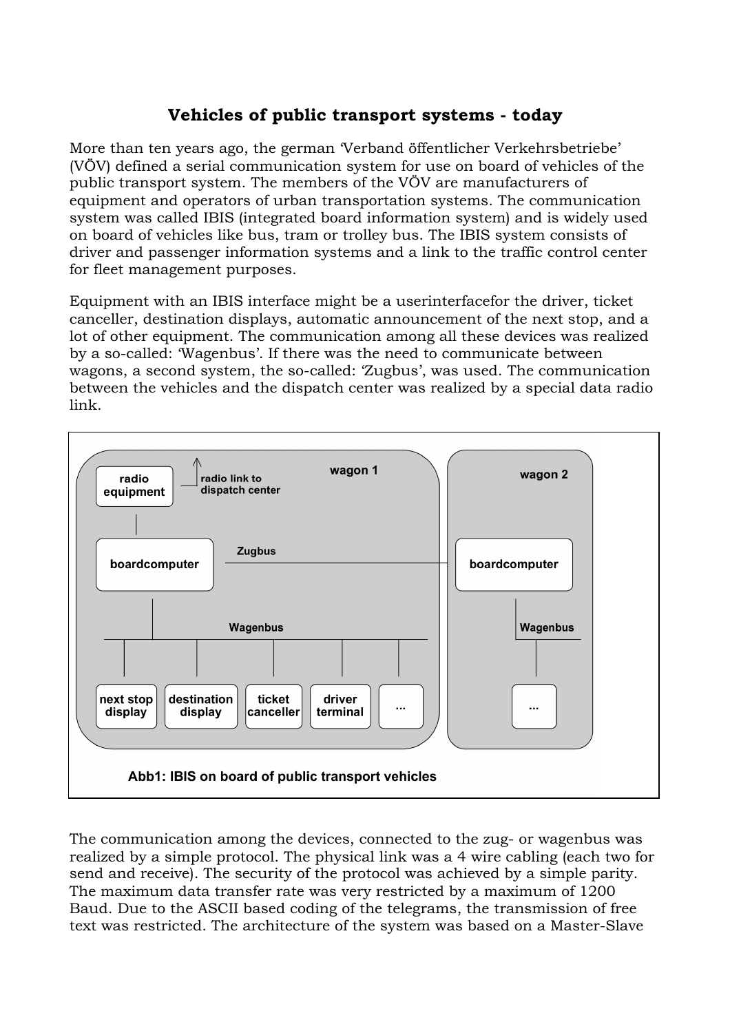## Vehicles of public transport systems - today

More than ten years ago, the german 'Verband öffentlicher Verkehrsbetriebe' (VÖV) defined a serial communication system for use on board of vehicles of the public transport system. The members of the VÖV are manufacturers of equipment and operators of urban transportation systems. The communication system was called IBIS (integrated board information system) and is widely used on board of vehicles like bus, tram or trolley bus. The IBIS system consists of driver and passenger information systems and a link to the traffic control center for fleet management purposes.

Equipment with an IBIS interface might be a userinterfacefor the driver, ticket canceller, destination displays, automatic announcement of the next stop, and a lot of other equipment. The communication among all these devices was realized by a so-called: 'Wagenbus'. If there was the need to communicate between wagons, a second system, the so-called: 'Zugbus', was used. The communication between the vehicles and the dispatch center was realized by a special data radio link.

radio equipment | radio link to dispatch center | wagon 1 | wagon 2 | boardcomputer | Zugbus | boardcomputer | Wagenbus | Wagenbus | next stop display | destination display | ticket canceller | driver terminal | ... | ...

**Abb1: IBIS on board of public transport vehicles**

The communication among the devices, connected to the zug- or wagenbus was realized by a simple protocol. The physical link was a 4 wire cabling (each two for send and receive). The security of the protocol was achieved by a simple parity. The maximum data transfer rate was very restricted by a maximum of 1200 Baud. Due to the ASCII based coding of the telegrams, the transmission of free text was restricted. The architecture of the system was based on a Master-Slave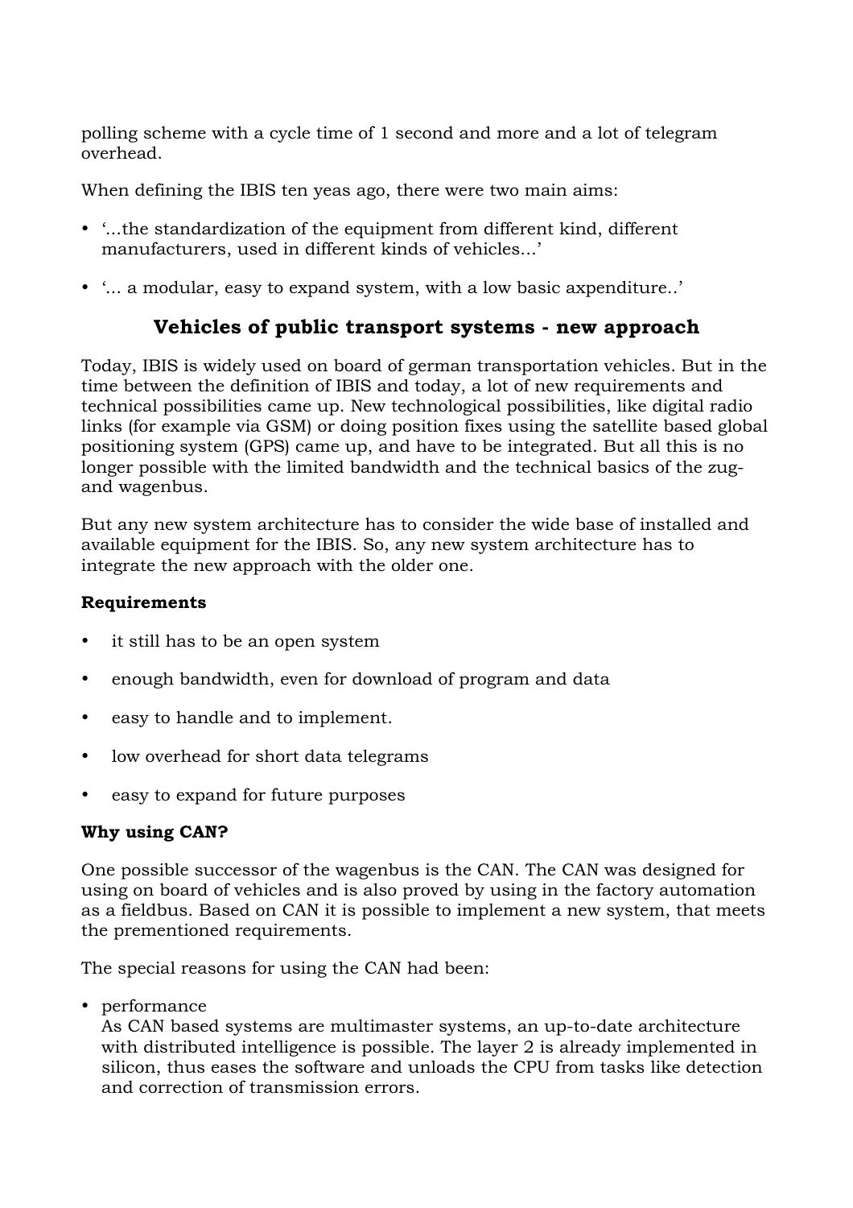polling scheme with a cycle time of 1 second and more and a lot of telegram overhead.

When defining the IBIS ten yeas ago, there were two main aims:

- '...the standardization of the equipment from different kind, different manufacturers, used in different kinds of vehicles...'
- '... a modular, easy to expand system, with a low basic axpenditure..'

## Vehicles of public transport systems - new approach

Today, IBIS is widely used on board of german transportation vehicles. But in the time between the definition of IBIS and today, a lot of new requirements and technical possibilities came up. New technological possibilities, like digital radio links (for example via GSM) or doing position fixes using the satellite based global positioning system (GPS) came up, and have to be integrated. But all this is no longer possible with the limited bandwidth and the technical basics of the zug- and wagenbus.

But any new system architecture has to consider the wide base of installed and available equipment for the IBIS. So, any new system architecture has to integrate the new approach with the older one.

**Requirements**

- it still has to be an open system
- enough bandwidth, even for download of program and data
- easy to handle and to implement.
- low overhead for short data telegrams
- easy to expand for future purposes

**Why using CAN?**

One possible successor of the wagenbus is the CAN. The CAN was designed for using on board of vehicles and is also proved by using in the factory automation as a fieldbus. Based on CAN it is possible to implement a new system, that meets the prementioned requirements.

The special reasons for using the CAN had been:

- performance
  As CAN based systems are multimaster systems, an up-to-date architecture with distributed intelligence is possible. The layer 2 is already implemented in silicon, thus eases the software and unloads the CPU from tasks like detection and correction of transmission errors.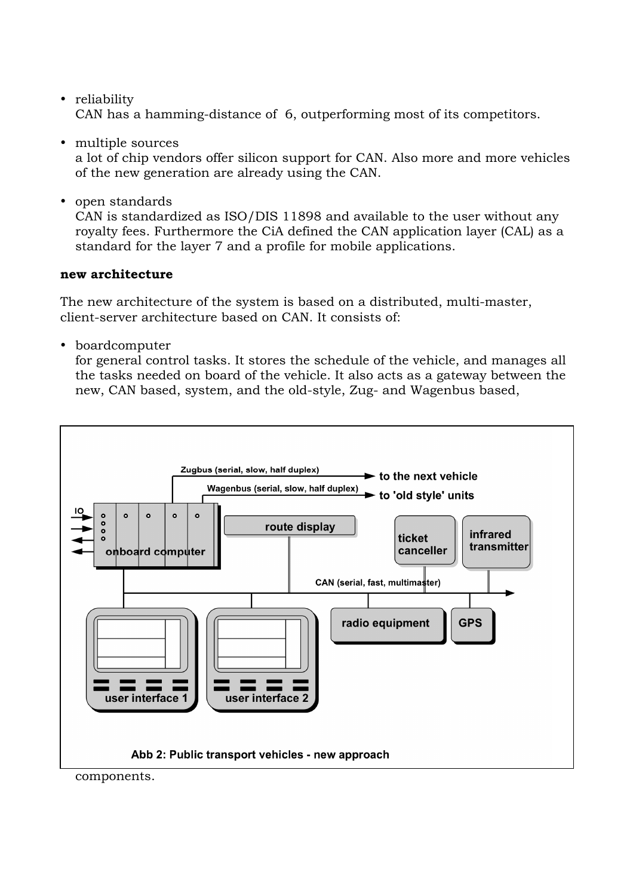- reliability
  CAN has a hamming-distance of 6, outperforming most of its competitors.

- multiple sources
  a lot of chip vendors offer silicon support for CAN. Also more and more vehicles of the new generation are already using the CAN.

- open standards
  CAN is standardized as ISO/DIS 11898 and available to the user without any royalty fees. Furthermore the CiA defined the CAN application layer (CAL) as a standard for the layer 7 and a profile for mobile applications.

**new architecture**

The new architecture of the system is based on a distributed, multi-master, client-server architecture based on CAN. It consists of:

- boardcomputer
  for general control tasks. It stores the schedule of the vehicle, and manages all the tasks needed on board of the vehicle. It also acts as a gateway between the new, CAN based, system, and the old-style, Zug- and Wagenbus based, components.

Abb 2: Public transport vehicles - new approach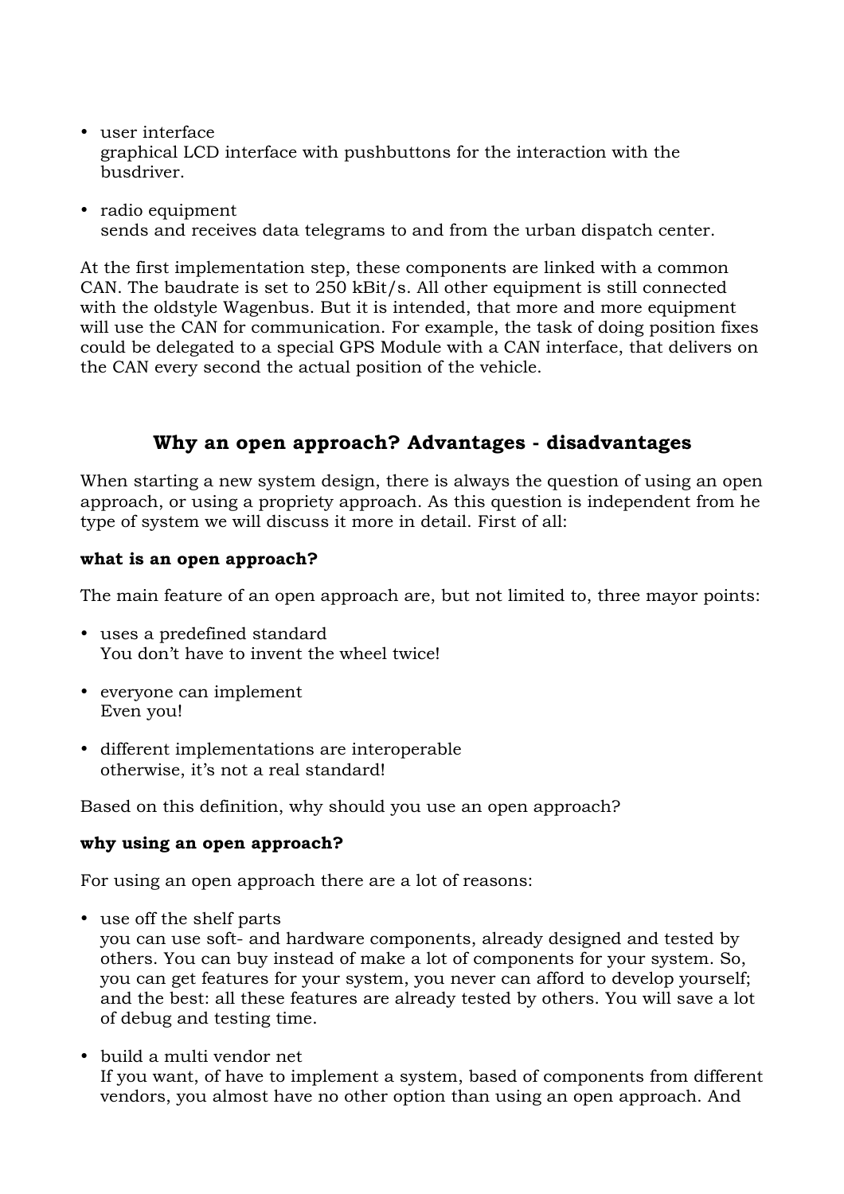- user interface
  graphical LCD interface with pushbuttons for the interaction with the busdriver.

- radio equipment
  sends and receives data telegrams to and from the urban dispatch center.

At the first implementation step, these components are linked with a common CAN. The baudrate is set to 250 kBit/s. All other equipment is still connected with the oldstyle Wagenbus. But it is intended, that more and more equipment will use the CAN for communication. For example, the task of doing position fixes could be delegated to a special GPS Module with a CAN interface, that delivers on the CAN every second the actual position of the vehicle.

## Why an open approach? Advantages - disadvantages

When starting a new system design, there is always the question of using an open approach, or using a propriety approach. As this question is independent from he type of system we will discuss it more in detail. First of all:

**what is an open approach?**

The main feature of an open approach are, but not limited to, three mayor points:

- uses a predefined standard
  You don't have to invent the wheel twice!

- everyone can implement
  Even you!

- different implementations are interoperable
  otherwise, it's not a real standard!

Based on this definition, why should you use an open approach?

**why using an open approach?**

For using an open approach there are a lot of reasons:

- use off the shelf parts
  you can use soft- and hardware components, already designed and tested by others. You can buy instead of make a lot of components for your system. So, you can get features for your system, you never can afford to develop yourself; and the best: all these features are already tested by others. You will save a lot of debug and testing time.

- build a multi vendor net
  If you want, of have to implement a system, based of components from different vendors, you almost have no other option than using an open approach. And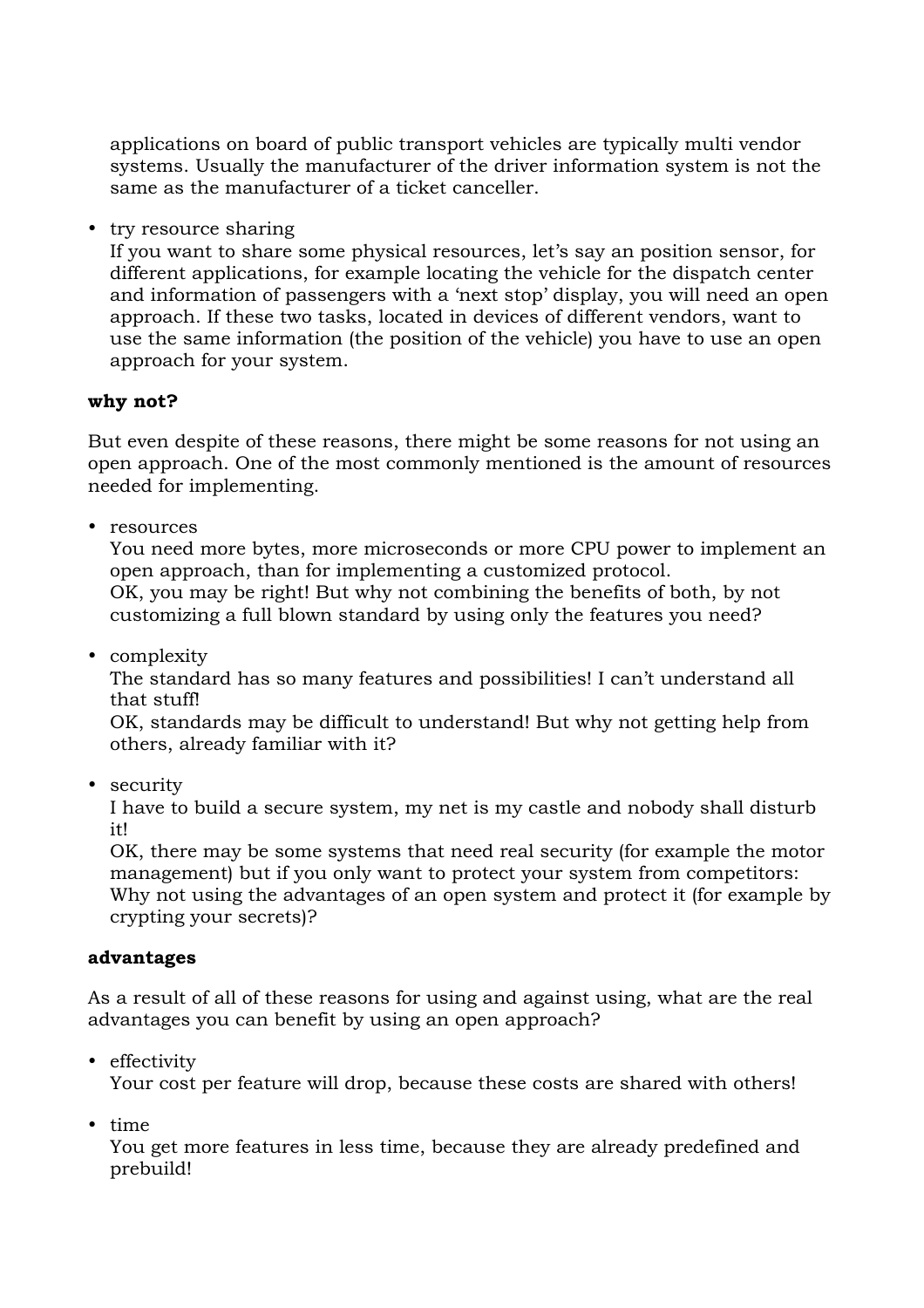applications on board of public transport vehicles are typically multi vendor systems. Usually the manufacturer of the driver information system is not the same as the manufacturer of a ticket canceller.

- try resource sharing
  If you want to share some physical resources, let's say an position sensor, for different applications, for example locating the vehicle for the dispatch center and information of passengers with a 'next stop' display, you will need an open approach. If these two tasks, located in devices of different vendors, want to use the same information (the position of the vehicle) you have to use an open approach for your system.

**why not?**

But even despite of these reasons, there might be some reasons for not using an open approach. One of the most commonly mentioned is the amount of resources needed for implementing.

- resources
  You need more bytes, more microseconds or more CPU power to implement an open approach, than for implementing a customized protocol.
  OK, you may be right! But why not combining the benefits of both, by not customizing a full blown standard by using only the features you need?

- complexity
  The standard has so many features and possibilities! I can't understand all that stuff!
  OK, standards may be difficult to understand! But why not getting help from others, already familiar with it?

- security
  I have to build a secure system, my net is my castle and nobody shall disturb it!
  OK, there may be some systems that need real security (for example the motor management) but if you only want to protect your system from competitors: Why not using the advantages of an open system and protect it (for example by crypting your secrets)?

**advantages**

As a result of all of these reasons for using and against using, what are the real advantages you can benefit by using an open approach?

- effectivity
  Your cost per feature will drop, because these costs are shared with others!

- time
  You get more features in less time, because they are already predefined and prebuild!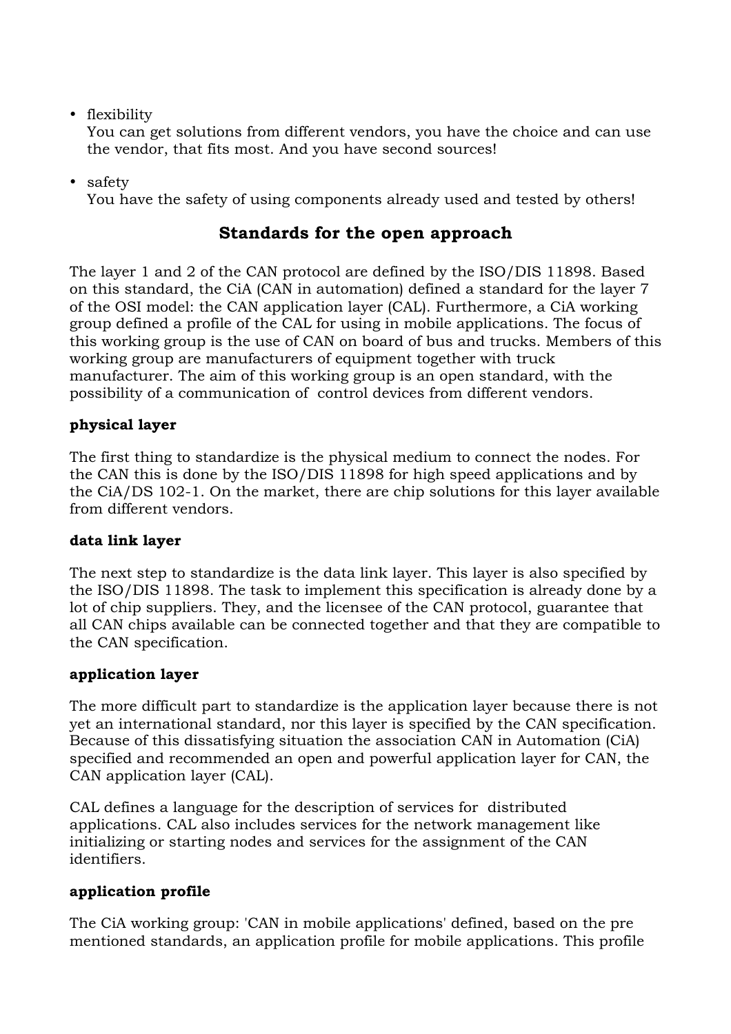- flexibility
  You can get solutions from different vendors, you have the choice and can use the vendor, that fits most. And you have second sources!

- safety
  You have the safety of using components already used and tested by others!

## Standards for the open approach

The layer 1 and 2 of the CAN protocol are defined by the ISO/DIS 11898. Based on this standard, the CiA (CAN in automation) defined a standard for the layer 7 of the OSI model: the CAN application layer (CAL). Furthermore, a CiA working group defined a profile of the CAL for using in mobile applications. The focus of this working group is the use of CAN on board of bus and trucks. Members of this working group are manufacturers of equipment together with truck manufacturer. The aim of this working group is an open standard, with the possibility of a communication of control devices from different vendors.

**physical layer**

The first thing to standardize is the physical medium to connect the nodes. For the CAN this is done by the ISO/DIS 11898 for high speed applications and by the CiA/DS 102-1. On the market, there are chip solutions for this layer available from different vendors.

**data link layer**

The next step to standardize is the data link layer. This layer is also specified by the ISO/DIS 11898. The task to implement this specification is already done by a lot of chip suppliers. They, and the licensee of the CAN protocol, guarantee that all CAN chips available can be connected together and that they are compatible to the CAN specification.

**application layer**

The more difficult part to standardize is the application layer because there is not yet an international standard, nor this layer is specified by the CAN specification. Because of this dissatisfying situation the association CAN in Automation (CiA) specified and recommended an open and powerful application layer for CAN, the CAN application layer (CAL).

CAL defines a language for the description of services for distributed applications. CAL also includes services for the network management like initializing or starting nodes and services for the assignment of the CAN identifiers.

**application profile**

The CiA working group: 'CAN in mobile applications' defined, based on the pre mentioned standards, an application profile for mobile applications. This profile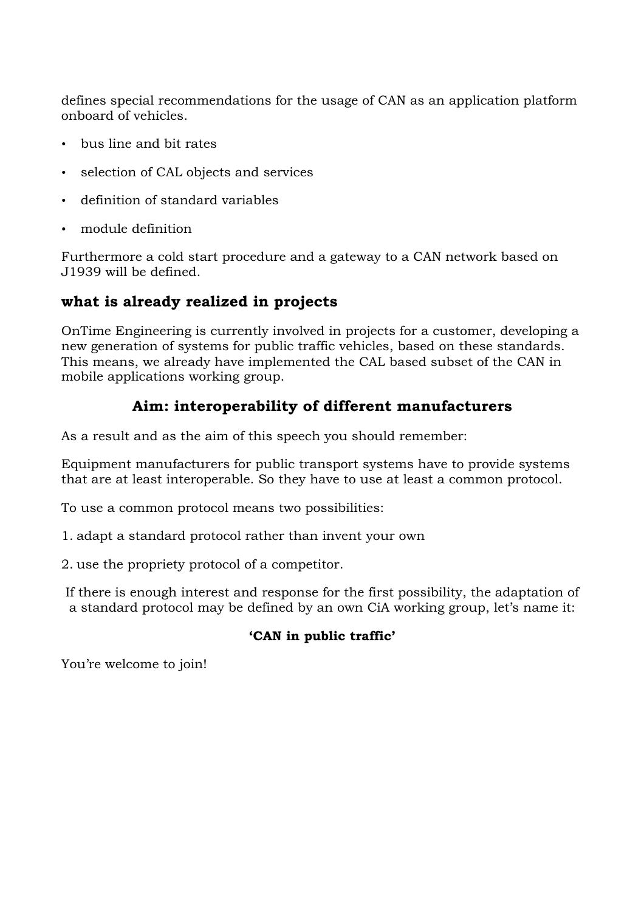defines special recommendations for the usage of CAN as an application platform onboard of vehicles.

- bus line and bit rates
- selection of CAL objects and services
- definition of standard variables
- module definition

Furthermore a cold start procedure and a gateway to a CAN network based on J1939 will be defined.

### what is already realized in projects

OnTime Engineering is currently involved in projects for a customer, developing a new generation of systems for public traffic vehicles, based on these standards. This means, we already have implemented the CAL based subset of the CAN in mobile applications working group.

## Aim: interoperability of different manufacturers

As a result and as the aim of this speech you should remember:

Equipment manufacturers for public transport systems have to provide systems that are at least interoperable. So they have to use at least a common protocol.

To use a common protocol means two possibilities:

1. adapt a standard protocol rather than invent your own

2. use the propriety protocol of a competitor.

If there is enough interest and response for the first possibility, the adaptation of a standard protocol may be defined by an own CiA working group, let's name it:

**'CAN in public traffic'**

You're welcome to join!